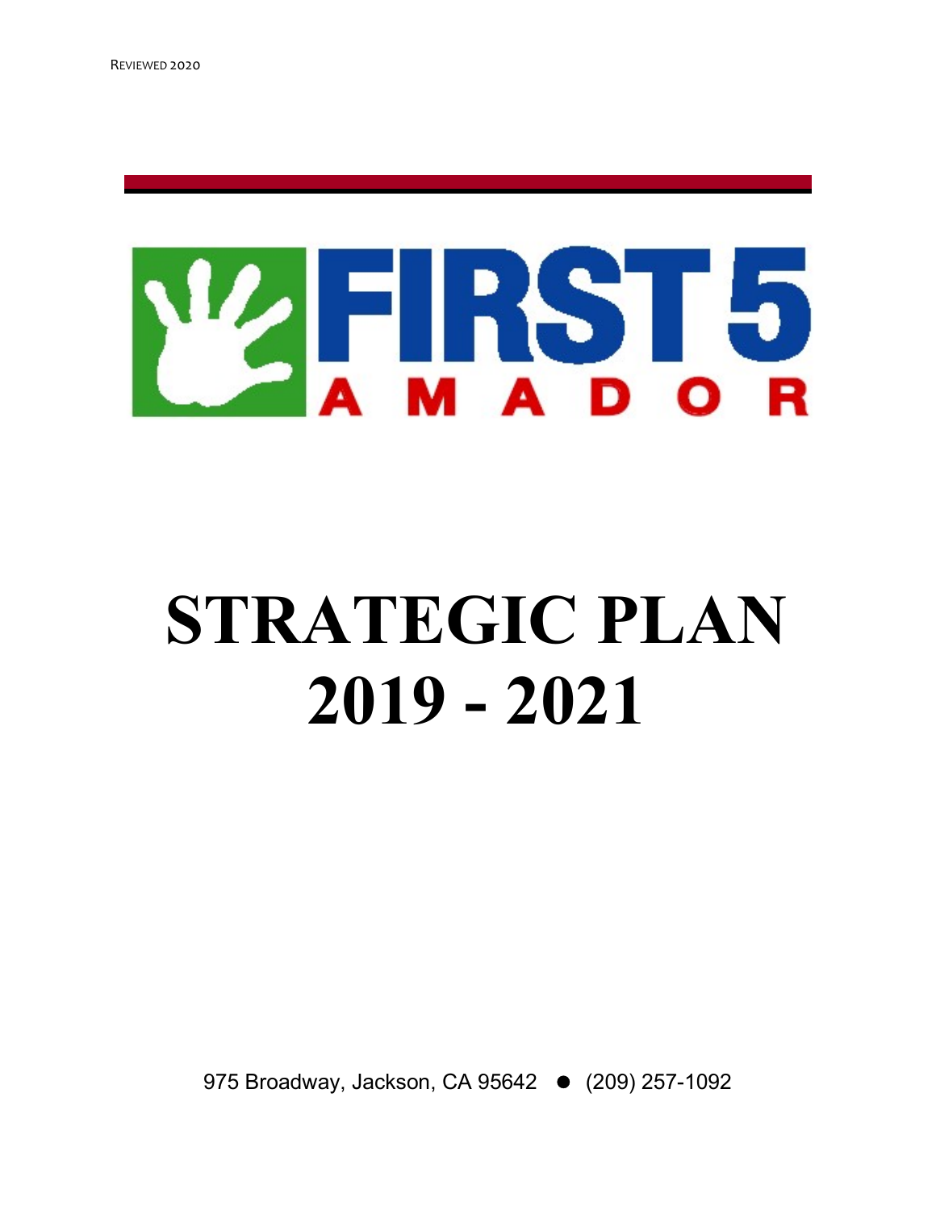Reviewed 2020

FIRST 5 AMADOR

# STRATEGIC PLAN 2019 - 2021

975 Broadway, Jackson, CA 95642 ● (209) 257-1092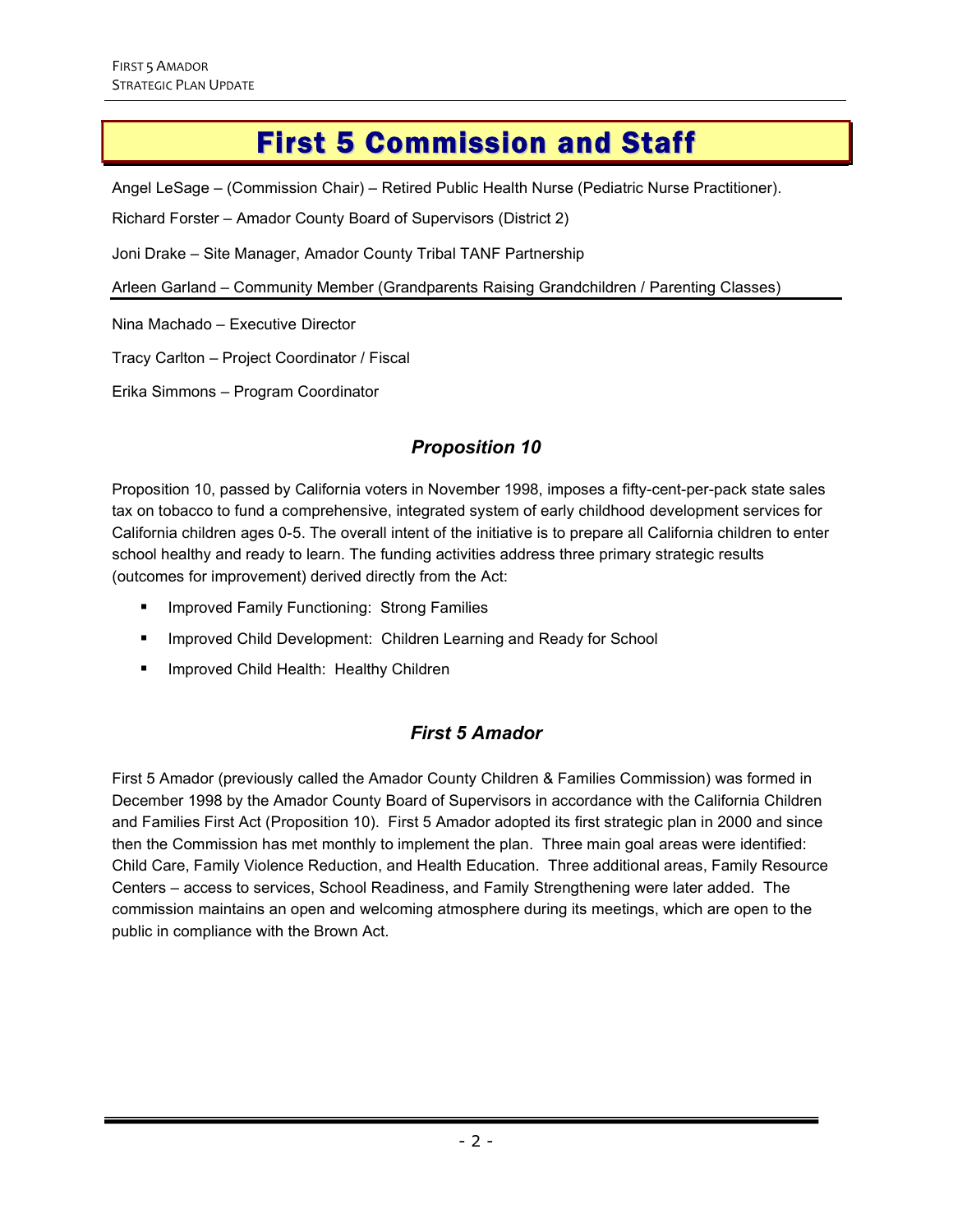# First 5 Commission and Staff

Angel LeSage – (Commission Chair) – Retired Public Health Nurse (Pediatric Nurse Practitioner).

Richard Forster – Amador County Board of Supervisors (District 2)

Joni Drake – Site Manager, Amador County Tribal TANF Partnership

Arleen Garland – Community Member (Grandparents Raising Grandchildren / Parenting Classes)

---

Nina Machado – Executive Director

Tracy Carlton – Project Coordinator / Fiscal

Erika Simmons – Program Coordinator

## *Proposition 10*

Proposition 10, passed by California voters in November 1998, imposes a fifty-cent-per-pack state sales tax on tobacco to fund a comprehensive, integrated system of early childhood development services for California children ages 0-5. The overall intent of the initiative is to prepare all California children to enter school healthy and ready to learn. The funding activities address three primary strategic results (outcomes for improvement) derived directly from the Act:

- Improved Family Functioning: Strong Families
- Improved Child Development: Children Learning and Ready for School
- Improved Child Health: Healthy Children

## *First 5 Amador*

First 5 Amador (previously called the Amador County Children & Families Commission) was formed in December 1998 by the Amador County Board of Supervisors in accordance with the California Children and Families First Act (Proposition 10). First 5 Amador adopted its first strategic plan in 2000 and since then the Commission has met monthly to implement the plan. Three main goal areas were identified: Child Care, Family Violence Reduction, and Health Education. Three additional areas, Family Resource Centers – access to services, School Readiness, and Family Strengthening were later added. The commission maintains an open and welcoming atmosphere during its meetings, which are open to the public in compliance with the Brown Act.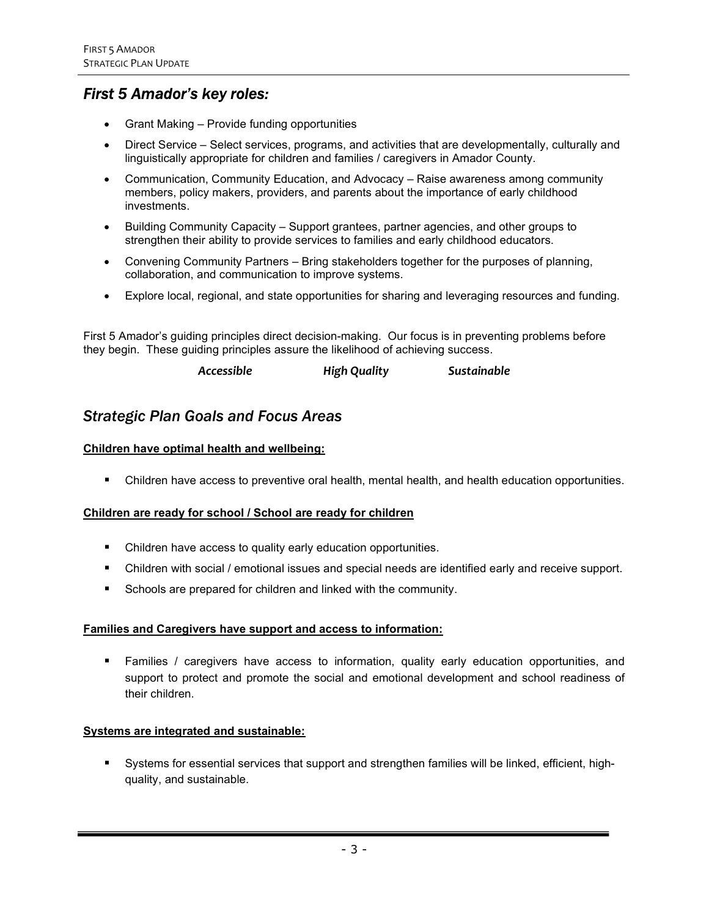## *First 5 Amador's key roles:*

- Grant Making – Provide funding opportunities
- Direct Service – Select services, programs, and activities that are developmentally, culturally and linguistically appropriate for children and families / caregivers in Amador County.
- Communication, Community Education, and Advocacy – Raise awareness among community members, policy makers, providers, and parents about the importance of early childhood investments.
- Building Community Capacity – Support grantees, partner agencies, and other groups to strengthen their ability to provide services to families and early childhood educators.
- Convening Community Partners – Bring stakeholders together for the purposes of planning, collaboration, and communication to improve systems.
- Explore local, regional, and state opportunities for sharing and leveraging resources and funding.

First 5 Amador's guiding principles direct decision-making. Our focus is in preventing problems before they begin. These guiding principles assure the likelihood of achieving success.

*Accessible* *High Quality* *Sustainable*

## *Strategic Plan Goals and Focus Areas*

**Children have optimal health and wellbeing:**

- Children have access to preventive oral health, mental health, and health education opportunities.

**Children are ready for school / School are ready for children**

- Children have access to quality early education opportunities.
- Children with social / emotional issues and special needs are identified early and receive support.
- Schools are prepared for children and linked with the community.

**Families and Caregivers have support and access to information:**

- Families / caregivers have access to information, quality early education opportunities, and support to protect and promote the social and emotional development and school readiness of their children.

**Systems are integrated and sustainable:**

- Systems for essential services that support and strengthen families will be linked, efficient, high-quality, and sustainable.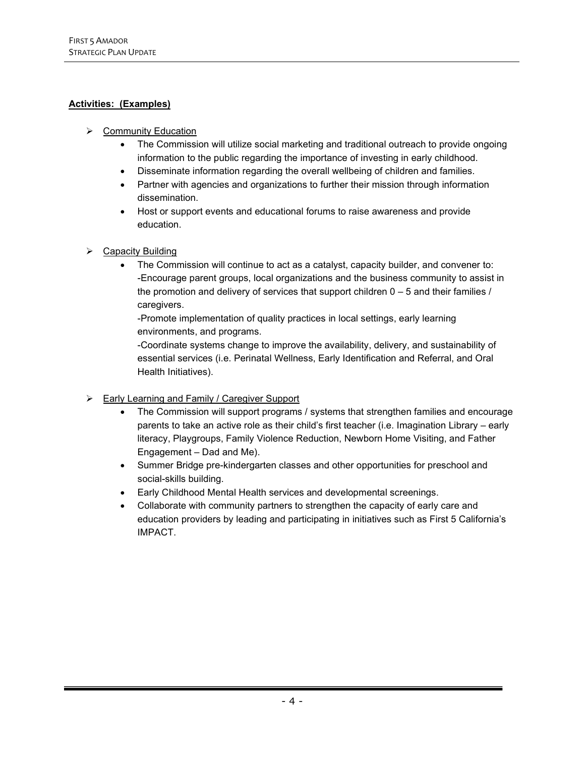**Activities: (Examples)**

- Community Education
  - The Commission will utilize social marketing and traditional outreach to provide ongoing information to the public regarding the importance of investing in early childhood.
  - Disseminate information regarding the overall wellbeing of children and families.
  - Partner with agencies and organizations to further their mission through information dissemination.
  - Host or support events and educational forums to raise awareness and provide education.

- Capacity Building
  - The Commission will continue to act as a catalyst, capacity builder, and convener to:
    -Encourage parent groups, local organizations and the business community to assist in the promotion and delivery of services that support children 0 – 5 and their families / caregivers.
    -Promote implementation of quality practices in local settings, early learning environments, and programs.
    -Coordinate systems change to improve the availability, delivery, and sustainability of essential services (i.e. Perinatal Wellness, Early Identification and Referral, and Oral Health Initiatives).

- Early Learning and Family / Caregiver Support
  - The Commission will support programs / systems that strengthen families and encourage parents to take an active role as their child's first teacher (i.e. Imagination Library – early literacy, Playgroups, Family Violence Reduction, Newborn Home Visiting, and Father Engagement – Dad and Me).
  - Summer Bridge pre-kindergarten classes and other opportunities for preschool and social-skills building.
  - Early Childhood Mental Health services and developmental screenings.
  - Collaborate with community partners to strengthen the capacity of early care and education providers by leading and participating in initiatives such as First 5 California's IMPACT.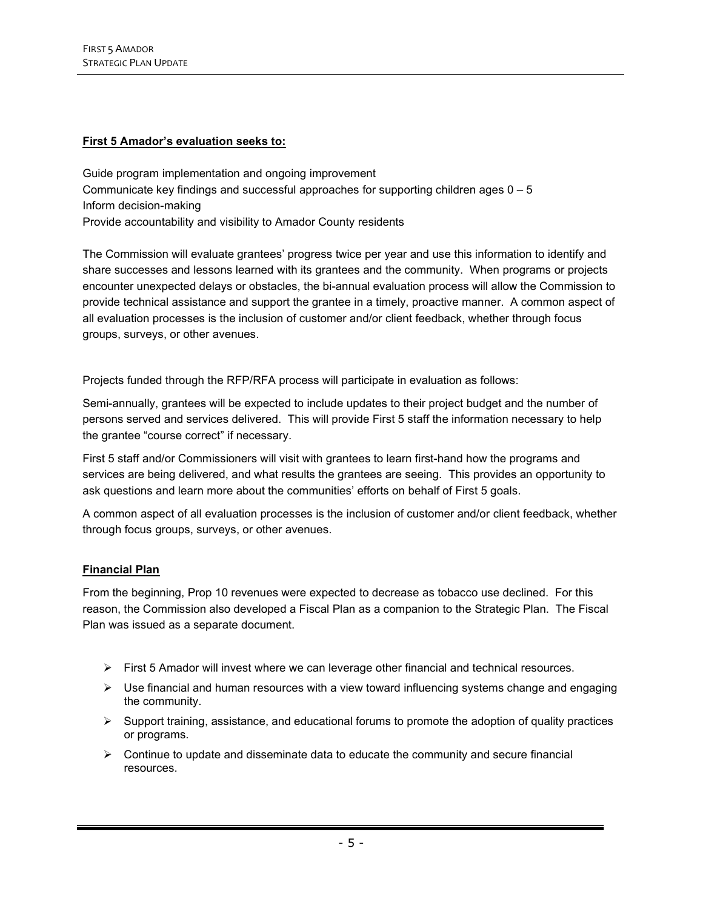**First 5 Amador's evaluation seeks to:**

Guide program implementation and ongoing improvement
Communicate key findings and successful approaches for supporting children ages 0 – 5
Inform decision-making
Provide accountability and visibility to Amador County residents

The Commission will evaluate grantees' progress twice per year and use this information to identify and share successes and lessons learned with its grantees and the community. When programs or projects encounter unexpected delays or obstacles, the bi-annual evaluation process will allow the Commission to provide technical assistance and support the grantee in a timely, proactive manner. A common aspect of all evaluation processes is the inclusion of customer and/or client feedback, whether through focus groups, surveys, or other avenues.

Projects funded through the RFP/RFA process will participate in evaluation as follows:

Semi-annually, grantees will be expected to include updates to their project budget and the number of persons served and services delivered. This will provide First 5 staff the information necessary to help the grantee "course correct" if necessary.

First 5 staff and/or Commissioners will visit with grantees to learn first-hand how the programs and services are being delivered, and what results the grantees are seeing. This provides an opportunity to ask questions and learn more about the communities' efforts on behalf of First 5 goals.

A common aspect of all evaluation processes is the inclusion of customer and/or client feedback, whether through focus groups, surveys, or other avenues.

**Financial Plan**

From the beginning, Prop 10 revenues were expected to decrease as tobacco use declined. For this reason, the Commission also developed a Fiscal Plan as a companion to the Strategic Plan. The Fiscal Plan was issued as a separate document.

- First 5 Amador will invest where we can leverage other financial and technical resources.
- Use financial and human resources with a view toward influencing systems change and engaging the community.
- Support training, assistance, and educational forums to promote the adoption of quality practices or programs.
- Continue to update and disseminate data to educate the community and secure financial resources.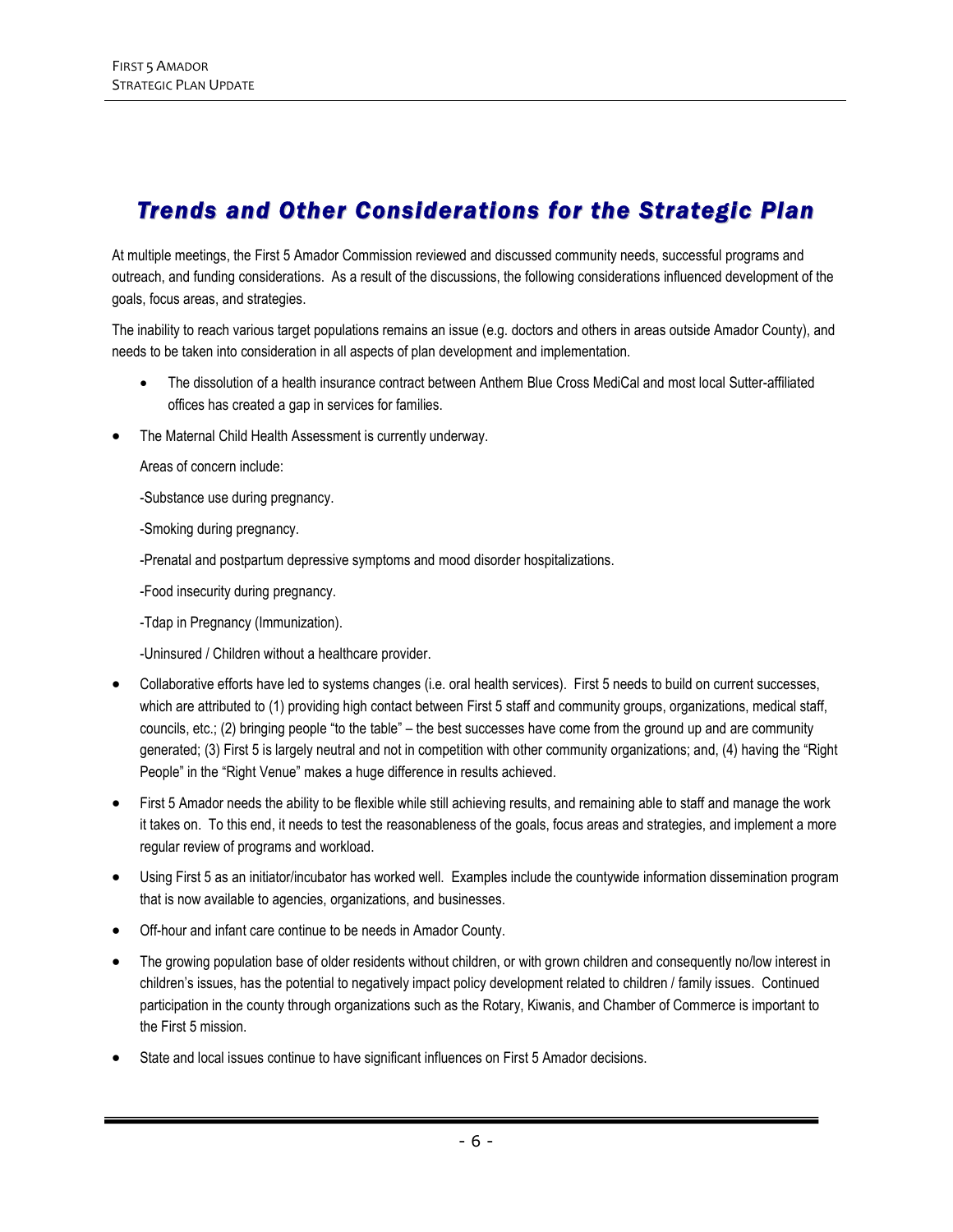## *Trends and Other Considerations for the Strategic Plan*

At multiple meetings, the First 5 Amador Commission reviewed and discussed community needs, successful programs and outreach, and funding considerations. As a result of the discussions, the following considerations influenced development of the goals, focus areas, and strategies.

The inability to reach various target populations remains an issue (e.g. doctors and others in areas outside Amador County), and needs to be taken into consideration in all aspects of plan development and implementation.

- The dissolution of a health insurance contract between Anthem Blue Cross MediCal and most local Sutter-affiliated offices has created a gap in services for families.

- The Maternal Child Health Assessment is currently underway.

  Areas of concern include:

  -Substance use during pregnancy.

  -Smoking during pregnancy.

  -Prenatal and postpartum depressive symptoms and mood disorder hospitalizations.

  -Food insecurity during pregnancy.

  -Tdap in Pregnancy (Immunization).

  -Uninsured / Children without a healthcare provider.

- Collaborative efforts have led to systems changes (i.e. oral health services). First 5 needs to build on current successes, which are attributed to (1) providing high contact between First 5 staff and community groups, organizations, medical staff, councils, etc.; (2) bringing people "to the table" – the best successes have come from the ground up and are community generated; (3) First 5 is largely neutral and not in competition with other community organizations; and, (4) having the "Right People" in the "Right Venue" makes a huge difference in results achieved.

- First 5 Amador needs the ability to be flexible while still achieving results, and remaining able to staff and manage the work it takes on. To this end, it needs to test the reasonableness of the goals, focus areas and strategies, and implement a more regular review of programs and workload.

- Using First 5 as an initiator/incubator has worked well. Examples include the countywide information dissemination program that is now available to agencies, organizations, and businesses.

- Off-hour and infant care continue to be needs in Amador County.

- The growing population base of older residents without children, or with grown children and consequently no/low interest in children's issues, has the potential to negatively impact policy development related to children / family issues. Continued participation in the county through organizations such as the Rotary, Kiwanis, and Chamber of Commerce is important to the First 5 mission.

- State and local issues continue to have significant influences on First 5 Amador decisions.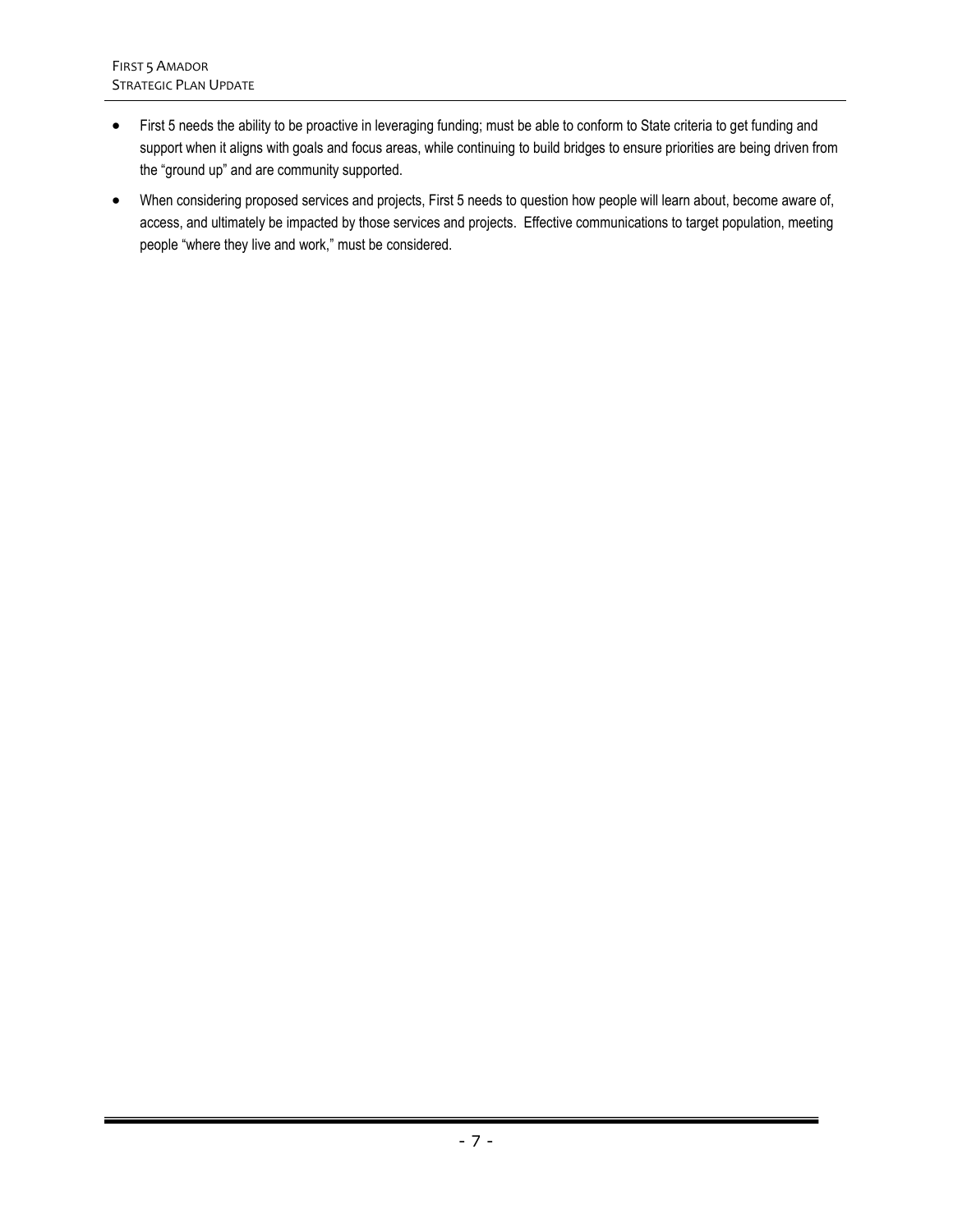- First 5 needs the ability to be proactive in leveraging funding; must be able to conform to State criteria to get funding and support when it aligns with goals and focus areas, while continuing to build bridges to ensure priorities are being driven from the "ground up" and are community supported.
- When considering proposed services and projects, First 5 needs to question how people will learn about, become aware of, access, and ultimately be impacted by those services and projects. Effective communications to target population, meeting people "where they live and work," must be considered.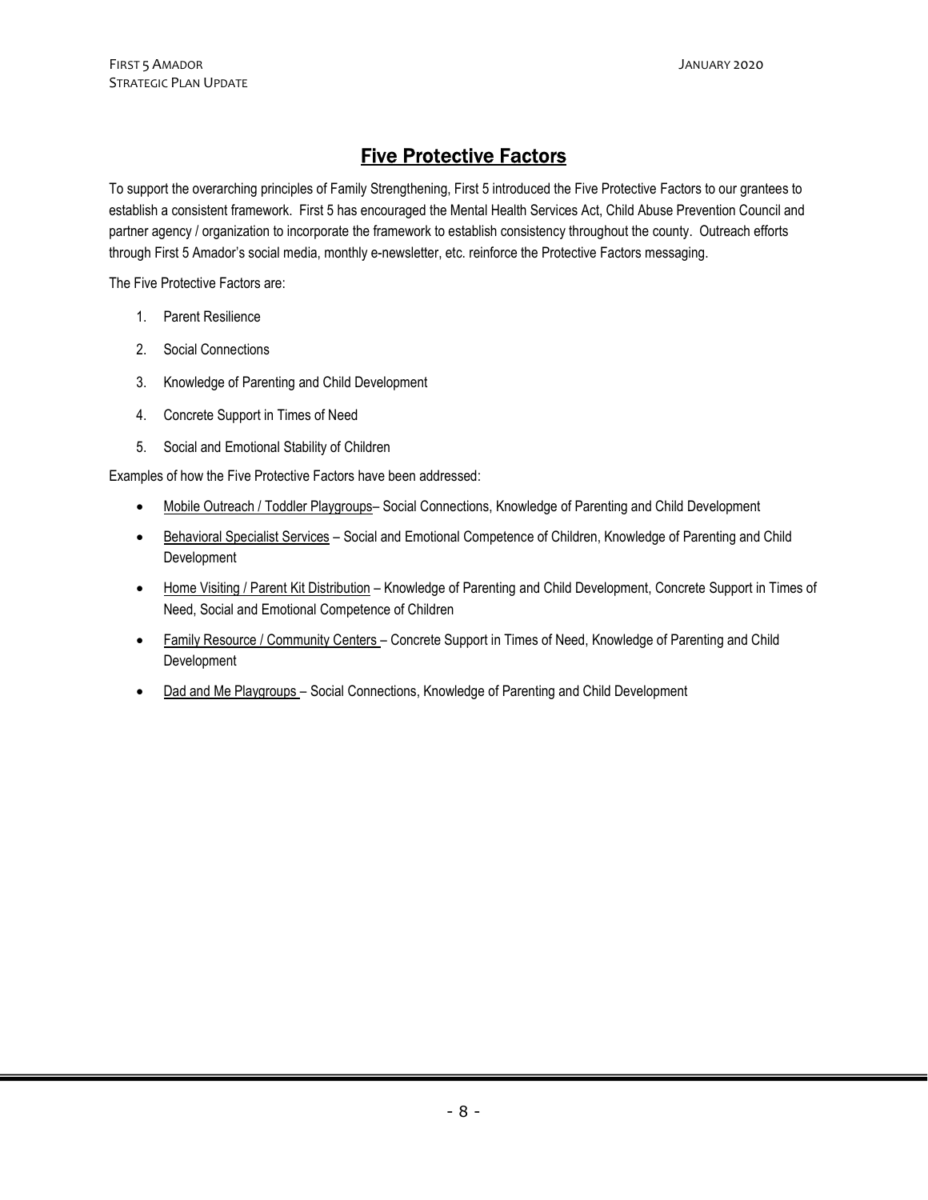## Five Protective Factors

To support the overarching principles of Family Strengthening, First 5 introduced the Five Protective Factors to our grantees to establish a consistent framework. First 5 has encouraged the Mental Health Services Act, Child Abuse Prevention Council and partner agency / organization to incorporate the framework to establish consistency throughout the county. Outreach efforts through First 5 Amador's social media, monthly e-newsletter, etc. reinforce the Protective Factors messaging.

The Five Protective Factors are:

1. Parent Resilience
2. Social Connections
3. Knowledge of Parenting and Child Development
4. Concrete Support in Times of Need
5. Social and Emotional Stability of Children

Examples of how the Five Protective Factors have been addressed:

- Mobile Outreach / Toddler Playgroups– Social Connections, Knowledge of Parenting and Child Development
- Behavioral Specialist Services – Social and Emotional Competence of Children, Knowledge of Parenting and Child Development
- Home Visiting / Parent Kit Distribution – Knowledge of Parenting and Child Development, Concrete Support in Times of Need, Social and Emotional Competence of Children
- Family Resource / Community Centers – Concrete Support in Times of Need, Knowledge of Parenting and Child Development
- Dad and Me Playgroups – Social Connections, Knowledge of Parenting and Child Development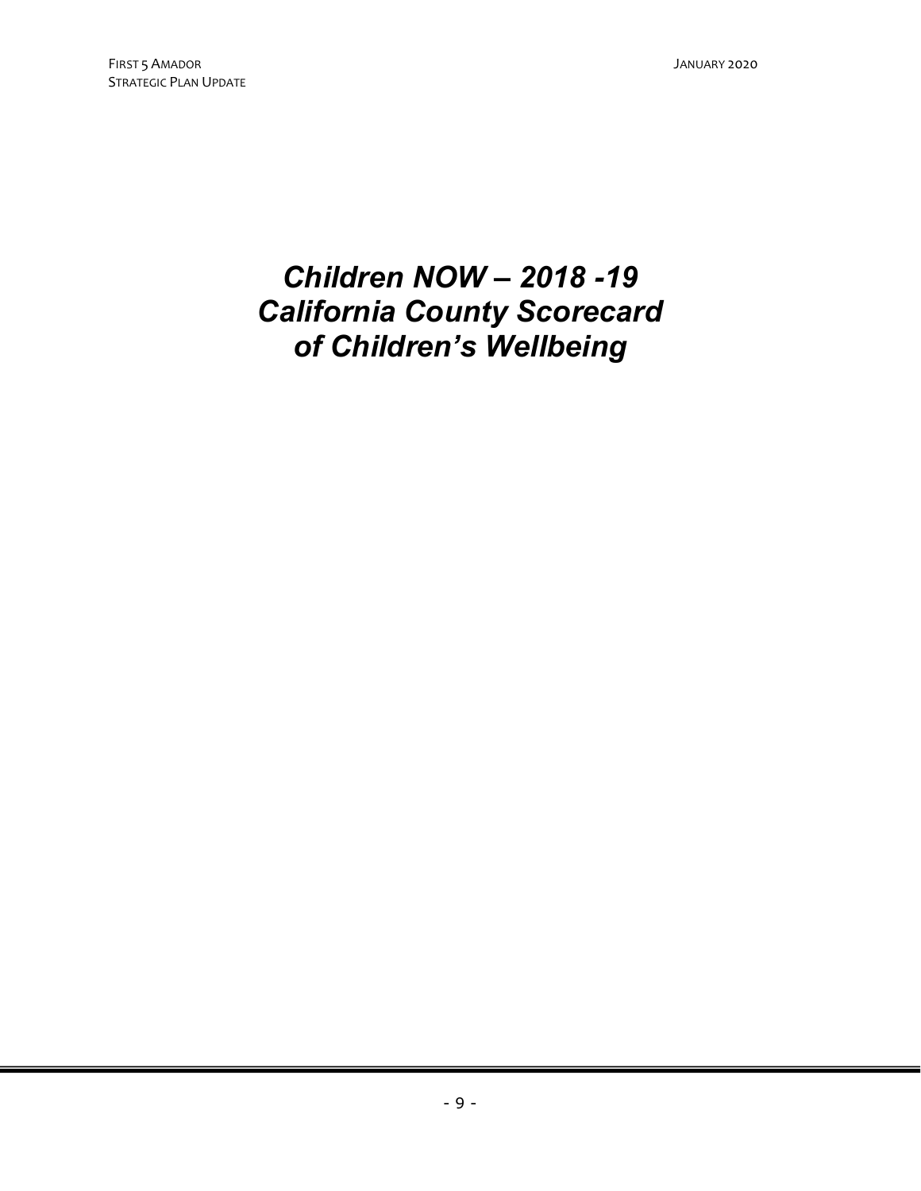# *Children NOW – 2018 -19 California County Scorecard of Children's Wellbeing*